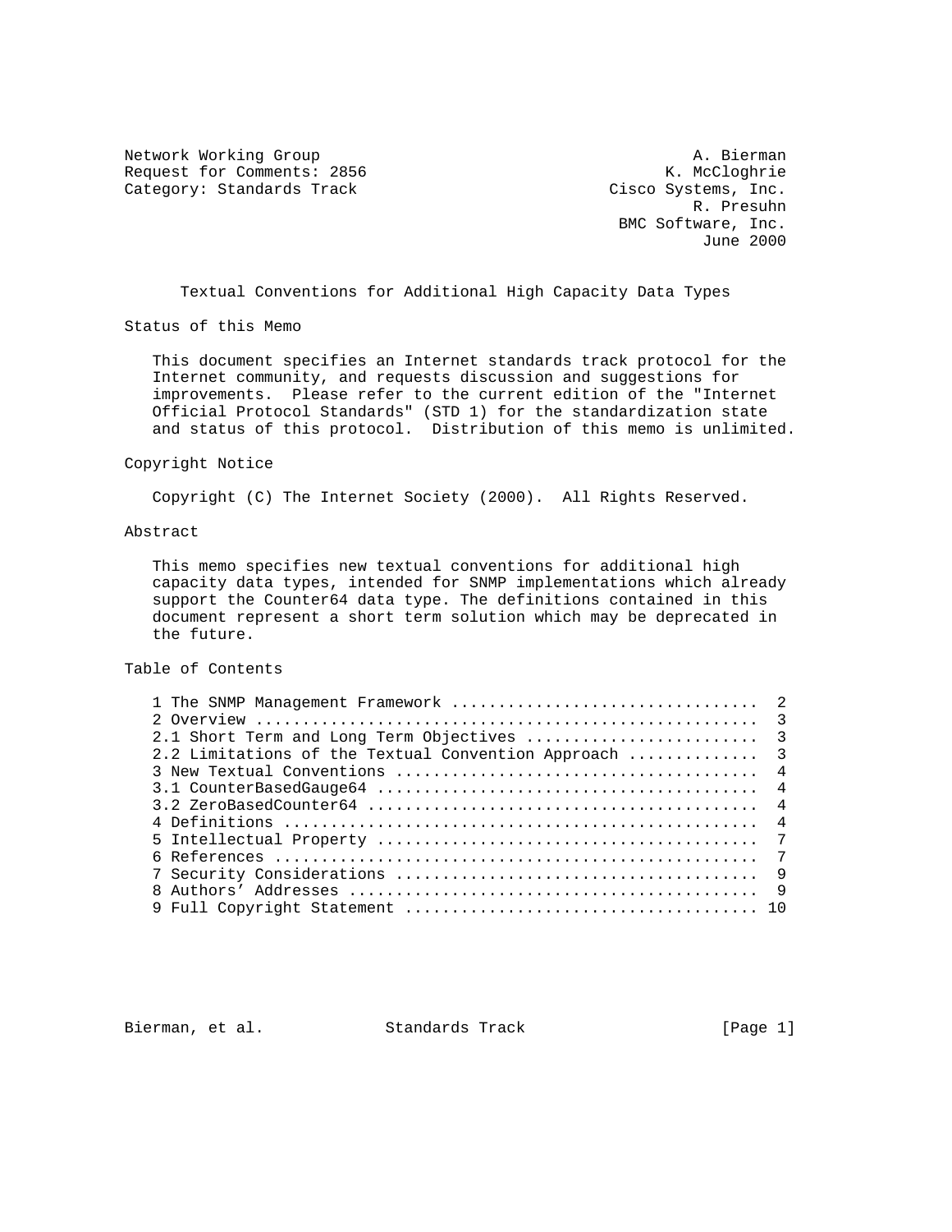Network Working Group A. Bierman
Request for Comments: 2856 K. McCloghrie
Category: Standards Track Cisco Systems, Inc.
R. Presuhn
BMC Software, Inc.
June 2000

# Textual Conventions for Additional High Capacity Data Types

## Status of this Memo

This document specifies an Internet standards track protocol for the Internet community, and requests discussion and suggestions for improvements. Please refer to the current edition of the "Internet Official Protocol Standards" (STD 1) for the standardization state and status of this protocol. Distribution of this memo is unlimited.

## Copyright Notice

Copyright (C) The Internet Society (2000). All Rights Reserved.

## Abstract

This memo specifies new textual conventions for additional high capacity data types, intended for SNMP implementations which already support the Counter64 data type. The definitions contained in this document represent a short term solution which may be deprecated in the future.

## Table of Contents

```
1 The SNMP Management Framework ................................  2
2 Overview .....................................................  3
2.1 Short Term and Long Term Objectives ........................  3
2.2 Limitations of the Textual Convention Approach .............  3
3 New Textual Conventions ......................................  4
3.1 CounterBasedGauge64 ........................................  4
3.2 ZeroBasedCounter64 .........................................  4
4 Definitions ..................................................  4
5 Intellectual Property ........................................  7
6 References ...................................................  7
7 Security Considerations ......................................  9
8 Authors' Addresses ...........................................  9
9 Full Copyright Statement ..................................... 10
```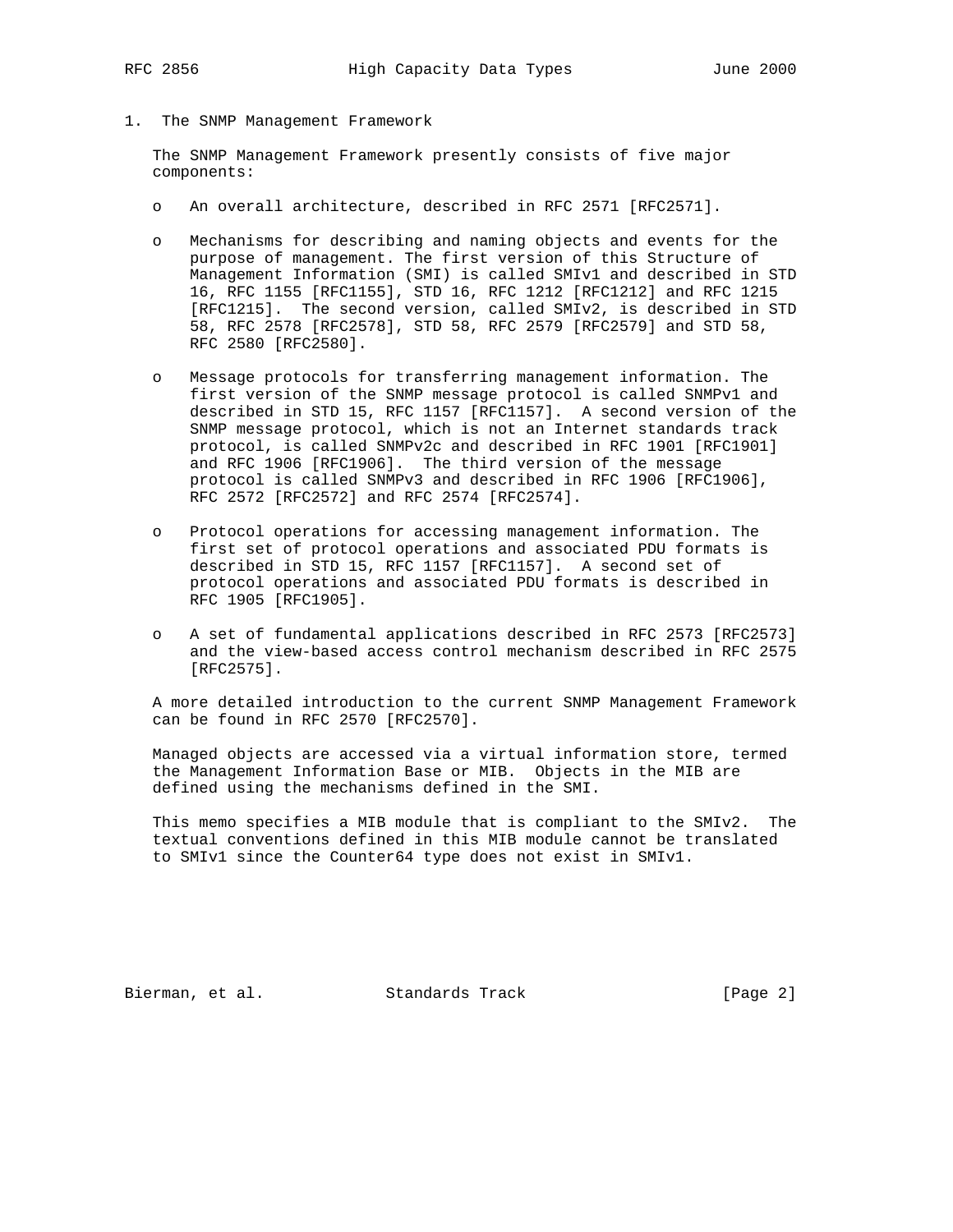## 1. The SNMP Management Framework

The SNMP Management Framework presently consists of five major components:

- An overall architecture, described in RFC 2571 [RFC2571].
- Mechanisms for describing and naming objects and events for the purpose of management. The first version of this Structure of Management Information (SMI) is called SMIv1 and described in STD 16, RFC 1155 [RFC1155], STD 16, RFC 1212 [RFC1212] and RFC 1215 [RFC1215]. The second version, called SMIv2, is described in STD 58, RFC 2578 [RFC2578], STD 58, RFC 2579 [RFC2579] and STD 58, RFC 2580 [RFC2580].
- Message protocols for transferring management information. The first version of the SNMP message protocol is called SNMPv1 and described in STD 15, RFC 1157 [RFC1157]. A second version of the SNMP message protocol, which is not an Internet standards track protocol, is called SNMPv2c and described in RFC 1901 [RFC1901] and RFC 1906 [RFC1906]. The third version of the message protocol is called SNMPv3 and described in RFC 1906 [RFC1906], RFC 2572 [RFC2572] and RFC 2574 [RFC2574].
- Protocol operations for accessing management information. The first set of protocol operations and associated PDU formats is described in STD 15, RFC 1157 [RFC1157]. A second set of protocol operations and associated PDU formats is described in RFC 1905 [RFC1905].
- A set of fundamental applications described in RFC 2573 [RFC2573] and the view-based access control mechanism described in RFC 2575 [RFC2575].

A more detailed introduction to the current SNMP Management Framework can be found in RFC 2570 [RFC2570].

Managed objects are accessed via a virtual information store, termed the Management Information Base or MIB. Objects in the MIB are defined using the mechanisms defined in the SMI.

This memo specifies a MIB module that is compliant to the SMIv2. The textual conventions defined in this MIB module cannot be translated to SMIv1 since the Counter64 type does not exist in SMIv1.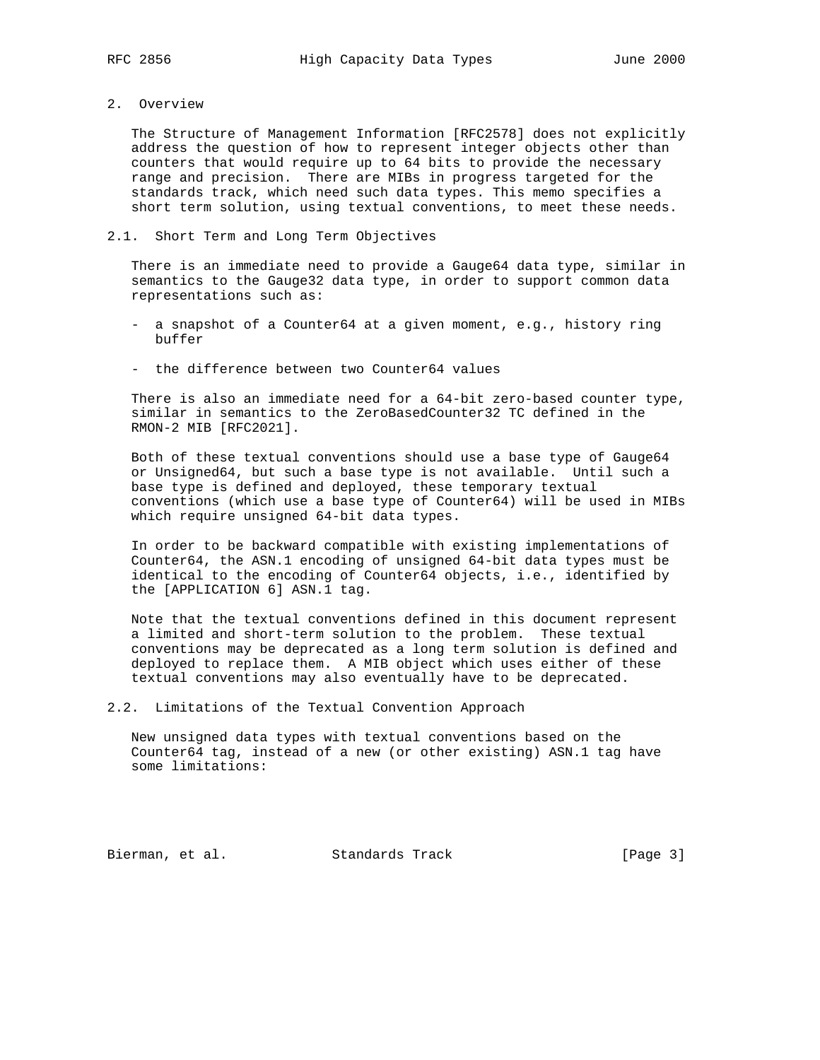## 2. Overview

The Structure of Management Information [RFC2578] does not explicitly address the question of how to represent integer objects other than counters that would require up to 64 bits to provide the necessary range and precision. There are MIBs in progress targeted for the standards track, which need such data types. This memo specifies a short term solution, using textual conventions, to meet these needs.

### 2.1. Short Term and Long Term Objectives

There is an immediate need to provide a Gauge64 data type, similar in semantics to the Gauge32 data type, in order to support common data representations such as:

- a snapshot of a Counter64 at a given moment, e.g., history ring buffer

- the difference between two Counter64 values

There is also an immediate need for a 64-bit zero-based counter type, similar in semantics to the ZeroBasedCounter32 TC defined in the RMON-2 MIB [RFC2021].

Both of these textual conventions should use a base type of Gauge64 or Unsigned64, but such a base type is not available. Until such a base type is defined and deployed, these temporary textual conventions (which use a base type of Counter64) will be used in MIBs which require unsigned 64-bit data types.

In order to be backward compatible with existing implementations of Counter64, the ASN.1 encoding of unsigned 64-bit data types must be identical to the encoding of Counter64 objects, i.e., identified by the [APPLICATION 6] ASN.1 tag.

Note that the textual conventions defined in this document represent a limited and short-term solution to the problem. These textual conventions may be deprecated as a long term solution is defined and deployed to replace them. A MIB object which uses either of these textual conventions may also eventually have to be deprecated.

### 2.2. Limitations of the Textual Convention Approach

New unsigned data types with textual conventions based on the Counter64 tag, instead of a new (or other existing) ASN.1 tag have some limitations: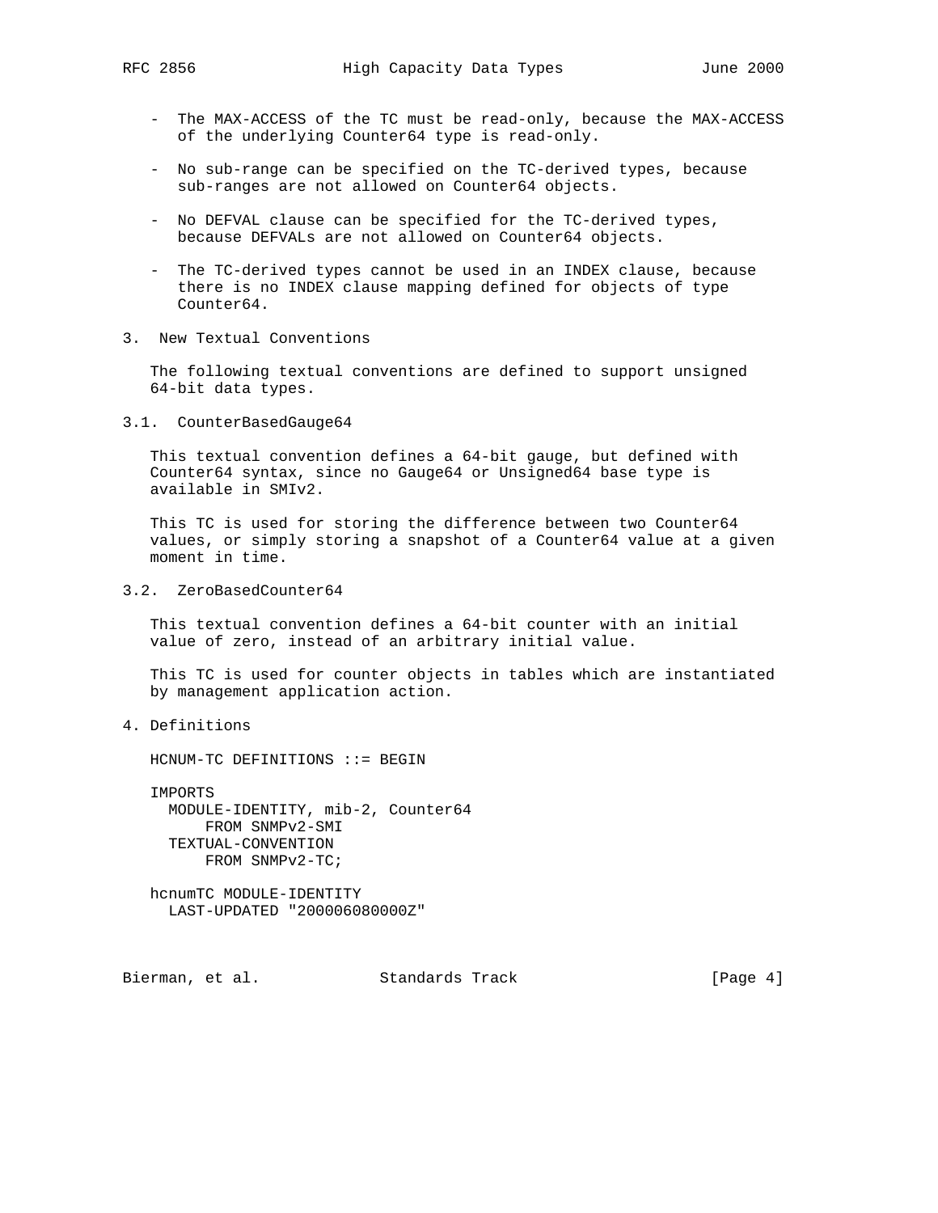- The MAX-ACCESS of the TC must be read-only, because the MAX-ACCESS of the underlying Counter64 type is read-only.

- No sub-range can be specified on the TC-derived types, because sub-ranges are not allowed on Counter64 objects.

- No DEFVAL clause can be specified for the TC-derived types, because DEFVALs are not allowed on Counter64 objects.

- The TC-derived types cannot be used in an INDEX clause, because there is no INDEX clause mapping defined for objects of type Counter64.

## 3. New Textual Conventions

The following textual conventions are defined to support unsigned 64-bit data types.

### 3.1. CounterBasedGauge64

This textual convention defines a 64-bit gauge, but defined with Counter64 syntax, since no Gauge64 or Unsigned64 base type is available in SMIv2.

This TC is used for storing the difference between two Counter64 values, or simply storing a snapshot of a Counter64 value at a given moment in time.

### 3.2. ZeroBasedCounter64

This textual convention defines a 64-bit counter with an initial value of zero, instead of an arbitrary initial value.

This TC is used for counter objects in tables which are instantiated by management application action.

## 4. Definitions

```
HCNUM-TC DEFINITIONS ::= BEGIN

IMPORTS
  MODULE-IDENTITY, mib-2, Counter64
      FROM SNMPv2-SMI
  TEXTUAL-CONVENTION
      FROM SNMPv2-TC;

hcnumTC MODULE-IDENTITY
  LAST-UPDATED "200006080000Z"
```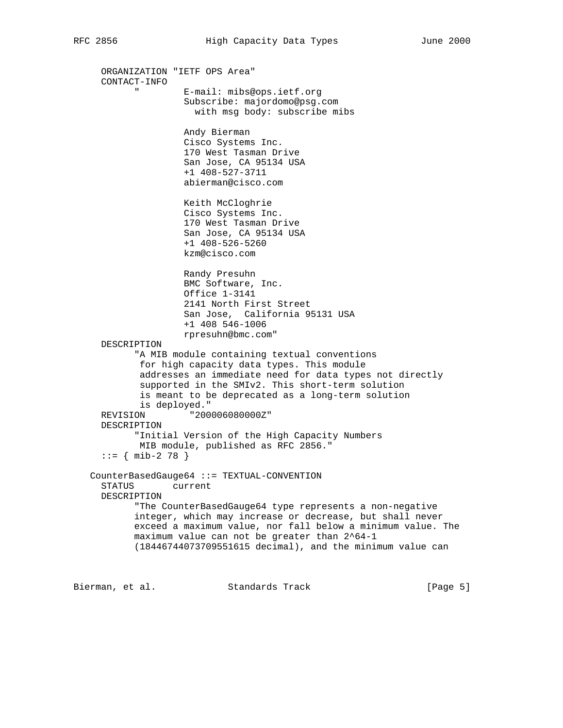```
    ORGANIZATION "IETF OPS Area"
    CONTACT-INFO
          "         E-mail: mibs@ops.ietf.org
                    Subscribe: majordomo@psg.com
                      with msg body: subscribe mibs

                    Andy Bierman
                    Cisco Systems Inc.
                    170 West Tasman Drive
                    San Jose, CA 95134 USA
                    +1 408-527-3711
                    abierman@cisco.com

                    Keith McCloghrie
                    Cisco Systems Inc.
                    170 West Tasman Drive
                    San Jose, CA 95134 USA
                    +1 408-526-5260
                    kzm@cisco.com

                    Randy Presuhn
                    BMC Software, Inc.
                    Office 1-3141
                    2141 North First Street
                    San Jose,  California 95131 USA
                    +1 408 546-1006
                    rpresuhn@bmc.com"
    DESCRIPTION
          "A MIB module containing textual conventions
           for high capacity data types. This module
           addresses an immediate need for data types not directly
           supported in the SMIv2. This short-term solution
           is meant to be deprecated as a long-term solution
           is deployed."
    REVISION        "200006080000Z"
    DESCRIPTION
          "Initial Version of the High Capacity Numbers
           MIB module, published as RFC 2856."
    ::= { mib-2 78 }

  CounterBasedGauge64 ::= TEXTUAL-CONVENTION
    STATUS       current
    DESCRIPTION
          "The CounterBasedGauge64 type represents a non-negative
          integer, which may increase or decrease, but shall never
          exceed a maximum value, nor fall below a minimum value. The
          maximum value can not be greater than 2^64-1
          (18446744073709551615 decimal), and the minimum value can
```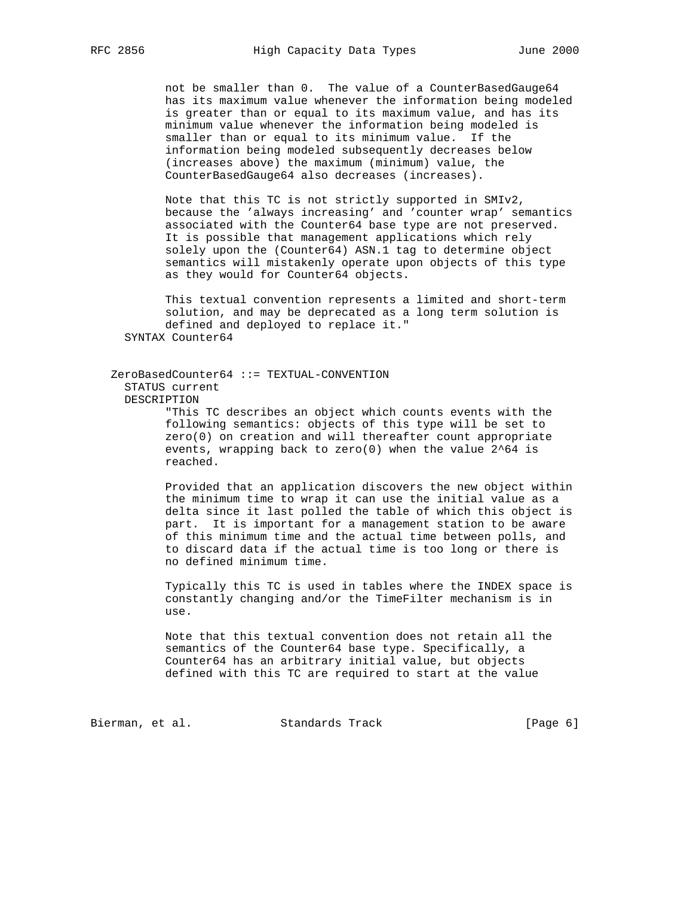```
         not be smaller than 0.  The value of a CounterBasedGauge64
         has its maximum value whenever the information being modeled
         is greater than or equal to its maximum value, and has its
         minimum value whenever the information being modeled is
         smaller than or equal to its minimum value.  If the
         information being modeled subsequently decreases below
         (increases above) the maximum (minimum) value, the
         CounterBasedGauge64 also decreases (increases).

         Note that this TC is not strictly supported in SMIv2,
         because the 'always increasing' and 'counter wrap' semantics
         associated with the Counter64 base type are not preserved.
         It is possible that management applications which rely
         solely upon the (Counter64) ASN.1 tag to determine object
         semantics will mistakenly operate upon objects of this type
         as they would for Counter64 objects.

         This textual convention represents a limited and short-term
         solution, and may be deprecated as a long term solution is
         defined and deployed to replace it."
   SYNTAX Counter64


  ZeroBasedCounter64 ::= TEXTUAL-CONVENTION
   STATUS current
   DESCRIPTION
         "This TC describes an object which counts events with the
         following semantics: objects of this type will be set to
         zero(0) on creation and will thereafter count appropriate
         events, wrapping back to zero(0) when the value 2^64 is
         reached.

         Provided that an application discovers the new object within
         the minimum time to wrap it can use the initial value as a
         delta since it last polled the table of which this object is
         part.  It is important for a management station to be aware
         of this minimum time and the actual time between polls, and
         to discard data if the actual time is too long or there is
         no defined minimum time.

         Typically this TC is used in tables where the INDEX space is
         constantly changing and/or the TimeFilter mechanism is in
         use.

         Note that this textual convention does not retain all the
         semantics of the Counter64 base type. Specifically, a
         Counter64 has an arbitrary initial value, but objects
         defined with this TC are required to start at the value
```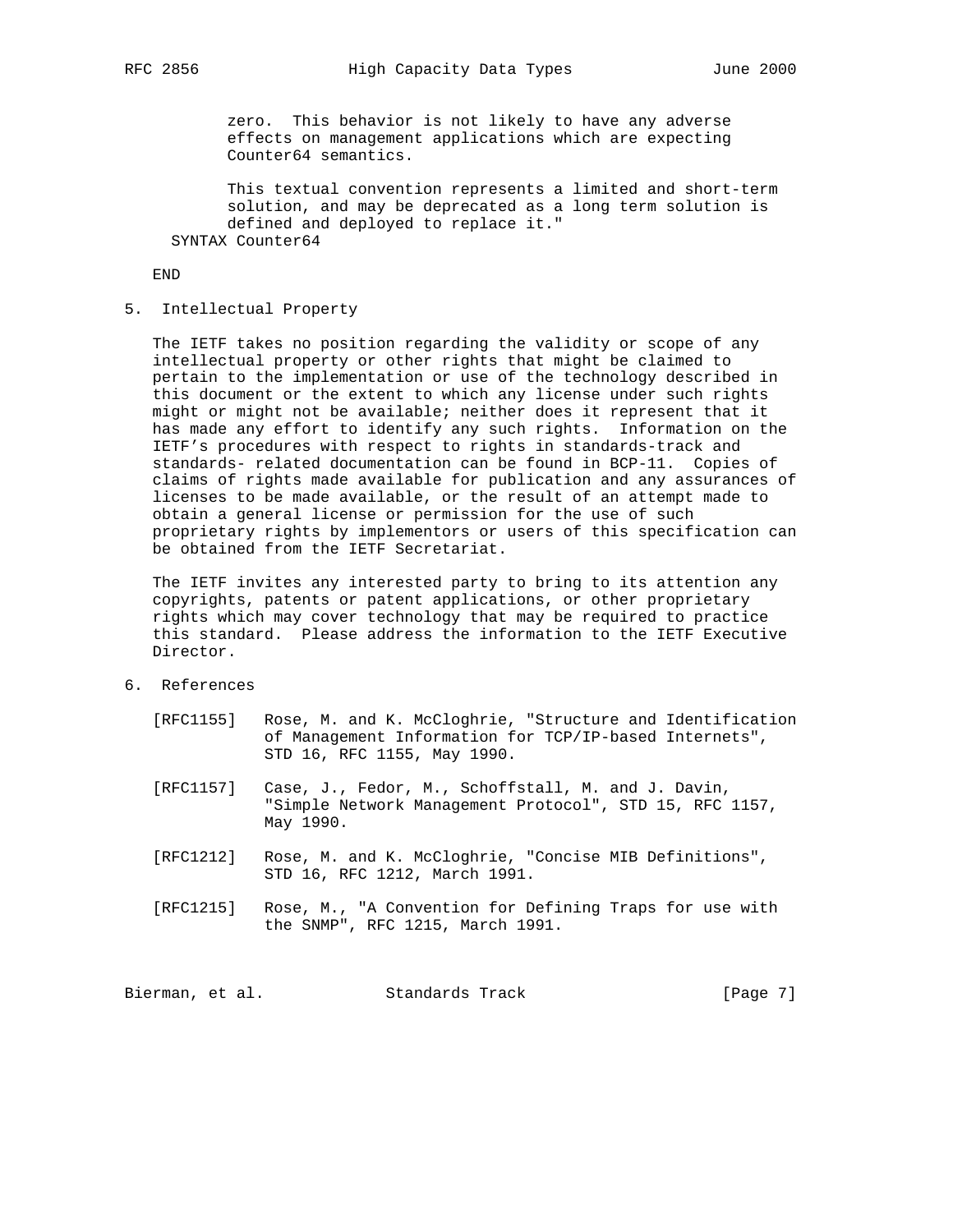```
          zero.  This behavior is not likely to have any adverse
          effects on management applications which are expecting
          Counter64 semantics.

          This textual convention represents a limited and short-term
          solution, and may be deprecated as a long term solution is
          defined and deployed to replace it."
    SYNTAX Counter64

  END
```

## 5. Intellectual Property

The IETF takes no position regarding the validity or scope of any intellectual property or other rights that might be claimed to pertain to the implementation or use of the technology described in this document or the extent to which any license under such rights might or might not be available; neither does it represent that it has made any effort to identify any such rights. Information on the IETF's procedures with respect to rights in standards-track and standards- related documentation can be found in BCP-11. Copies of claims of rights made available for publication and any assurances of licenses to be made available, or the result of an attempt made to obtain a general license or permission for the use of such proprietary rights by implementors or users of this specification can be obtained from the IETF Secretariat.

The IETF invites any interested party to bring to its attention any copyrights, patents or patent applications, or other proprietary rights which may cover technology that may be required to practice this standard. Please address the information to the IETF Executive Director.

## 6. References

[RFC1155] Rose, M. and K. McCloghrie, "Structure and Identification of Management Information for TCP/IP-based Internets", STD 16, RFC 1155, May 1990.

[RFC1157] Case, J., Fedor, M., Schoffstall, M. and J. Davin, "Simple Network Management Protocol", STD 15, RFC 1157, May 1990.

[RFC1212] Rose, M. and K. McCloghrie, "Concise MIB Definitions", STD 16, RFC 1212, March 1991.

[RFC1215] Rose, M., "A Convention for Defining Traps for use with the SNMP", RFC 1215, March 1991.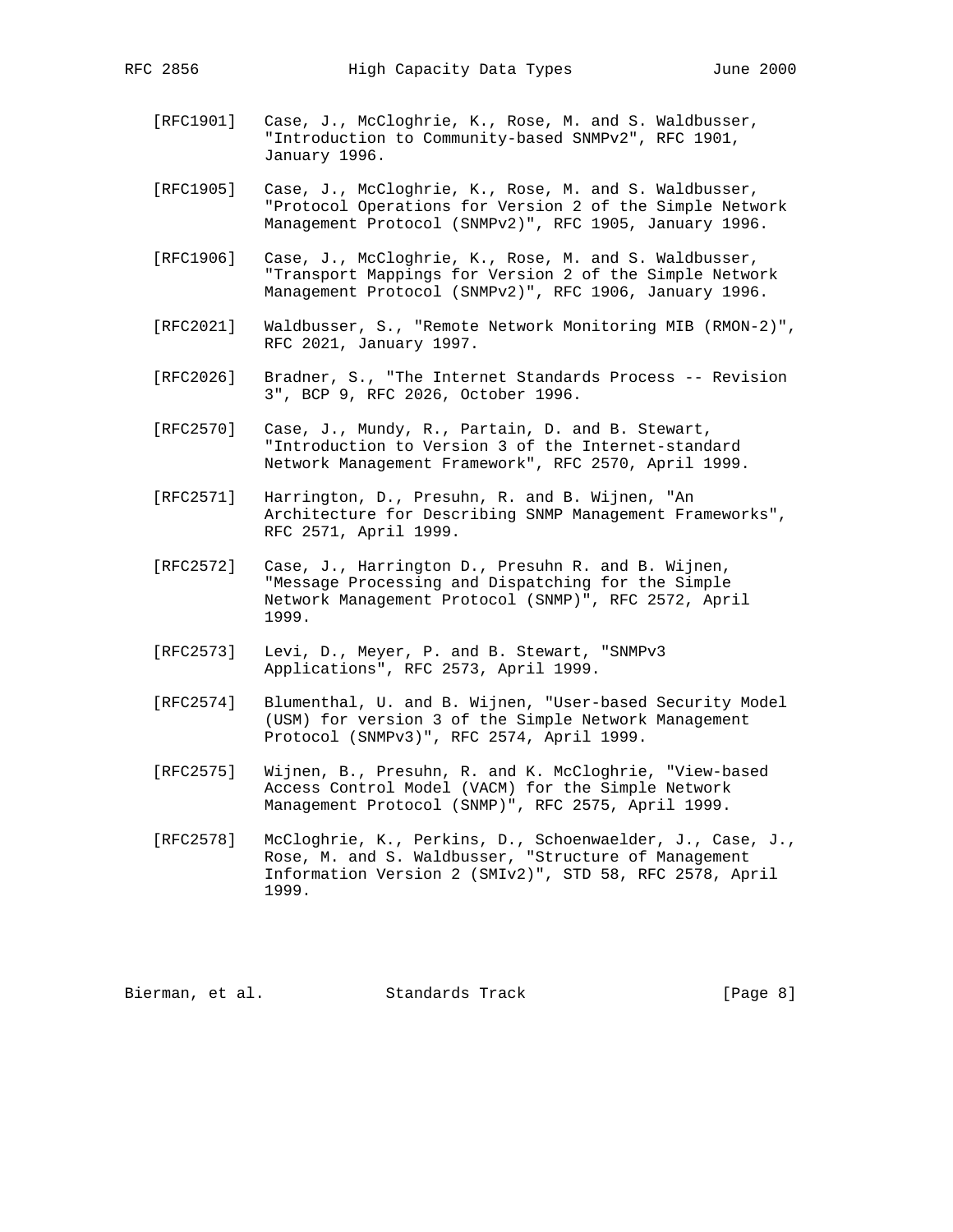[RFC1901] Case, J., McCloghrie, K., Rose, M. and S. Waldbusser, "Introduction to Community-based SNMPv2", RFC 1901, January 1996.

[RFC1905] Case, J., McCloghrie, K., Rose, M. and S. Waldbusser, "Protocol Operations for Version 2 of the Simple Network Management Protocol (SNMPv2)", RFC 1905, January 1996.

[RFC1906] Case, J., McCloghrie, K., Rose, M. and S. Waldbusser, "Transport Mappings for Version 2 of the Simple Network Management Protocol (SNMPv2)", RFC 1906, January 1996.

[RFC2021] Waldbusser, S., "Remote Network Monitoring MIB (RMON-2)", RFC 2021, January 1997.

[RFC2026] Bradner, S., "The Internet Standards Process -- Revision 3", BCP 9, RFC 2026, October 1996.

[RFC2570] Case, J., Mundy, R., Partain, D. and B. Stewart, "Introduction to Version 3 of the Internet-standard Network Management Framework", RFC 2570, April 1999.

[RFC2571] Harrington, D., Presuhn, R. and B. Wijnen, "An Architecture for Describing SNMP Management Frameworks", RFC 2571, April 1999.

[RFC2572] Case, J., Harrington D., Presuhn R. and B. Wijnen, "Message Processing and Dispatching for the Simple Network Management Protocol (SNMP)", RFC 2572, April 1999.

[RFC2573] Levi, D., Meyer, P. and B. Stewart, "SNMPv3 Applications", RFC 2573, April 1999.

[RFC2574] Blumenthal, U. and B. Wijnen, "User-based Security Model (USM) for version 3 of the Simple Network Management Protocol (SNMPv3)", RFC 2574, April 1999.

[RFC2575] Wijnen, B., Presuhn, R. and K. McCloghrie, "View-based Access Control Model (VACM) for the Simple Network Management Protocol (SNMP)", RFC 2575, April 1999.

[RFC2578] McCloghrie, K., Perkins, D., Schoenwaelder, J., Case, J., Rose, M. and S. Waldbusser, "Structure of Management Information Version 2 (SMIv2)", STD 58, RFC 2578, April 1999.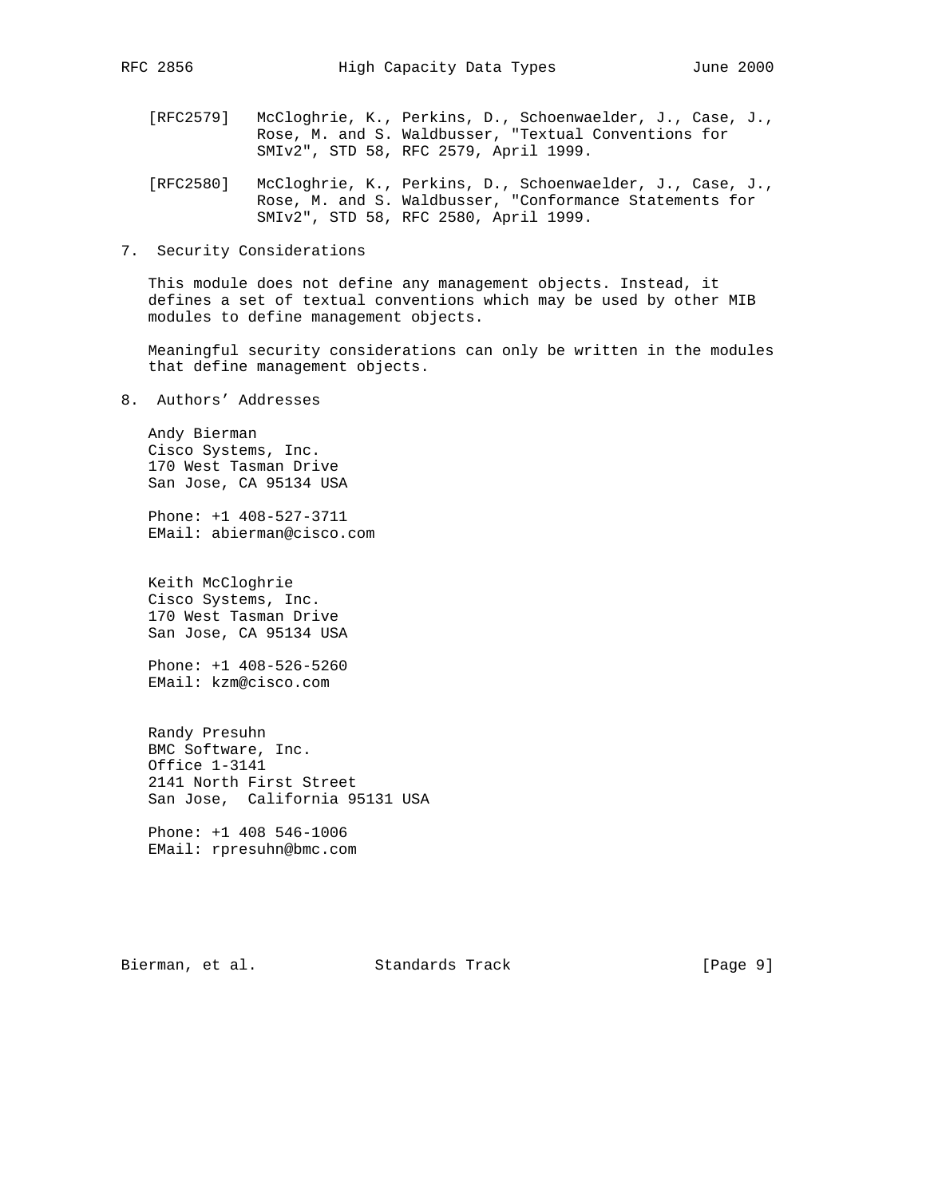[RFC2579] McCloghrie, K., Perkins, D., Schoenwaelder, J., Case, J., Rose, M. and S. Waldbusser, "Textual Conventions for SMIv2", STD 58, RFC 2579, April 1999.

[RFC2580] McCloghrie, K., Perkins, D., Schoenwaelder, J., Case, J., Rose, M. and S. Waldbusser, "Conformance Statements for SMIv2", STD 58, RFC 2580, April 1999.

## 7. Security Considerations

This module does not define any management objects. Instead, it defines a set of textual conventions which may be used by other MIB modules to define management objects.

Meaningful security considerations can only be written in the modules that define management objects.

## 8. Authors' Addresses

Andy Bierman
Cisco Systems, Inc.
170 West Tasman Drive
San Jose, CA 95134 USA

Phone: +1 408-527-3711
EMail: abierman@cisco.com

Keith McCloghrie
Cisco Systems, Inc.
170 West Tasman Drive
San Jose, CA 95134 USA

Phone: +1 408-526-5260
EMail: kzm@cisco.com

Randy Presuhn
BMC Software, Inc.
Office 1-3141
2141 North First Street
San Jose, California 95131 USA

Phone: +1 408 546-1006
EMail: rpresuhn@bmc.com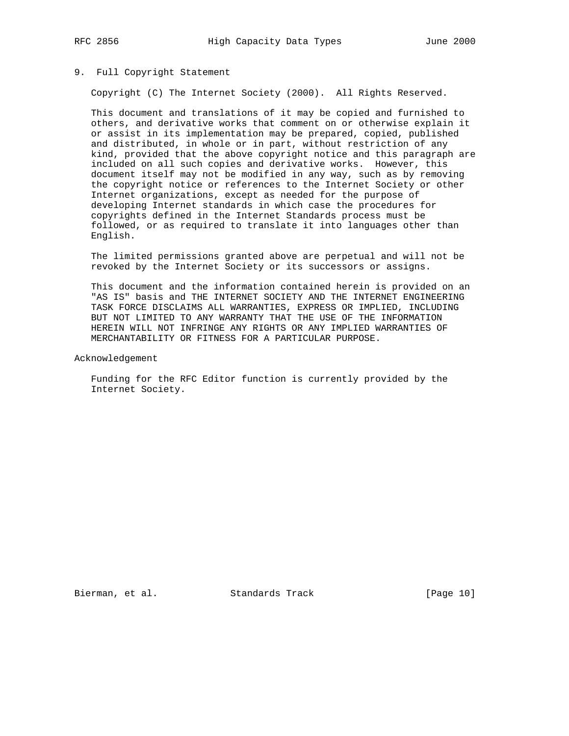## 9. Full Copyright Statement

Copyright (C) The Internet Society (2000). All Rights Reserved.

This document and translations of it may be copied and furnished to others, and derivative works that comment on or otherwise explain it or assist in its implementation may be prepared, copied, published and distributed, in whole or in part, without restriction of any kind, provided that the above copyright notice and this paragraph are included on all such copies and derivative works. However, this document itself may not be modified in any way, such as by removing the copyright notice or references to the Internet Society or other Internet organizations, except as needed for the purpose of developing Internet standards in which case the procedures for copyrights defined in the Internet Standards process must be followed, or as required to translate it into languages other than English.

The limited permissions granted above are perpetual and will not be revoked by the Internet Society or its successors or assigns.

This document and the information contained herein is provided on an "AS IS" basis and THE INTERNET SOCIETY AND THE INTERNET ENGINEERING TASK FORCE DISCLAIMS ALL WARRANTIES, EXPRESS OR IMPLIED, INCLUDING BUT NOT LIMITED TO ANY WARRANTY THAT THE USE OF THE INFORMATION HEREIN WILL NOT INFRINGE ANY RIGHTS OR ANY IMPLIED WARRANTIES OF MERCHANTABILITY OR FITNESS FOR A PARTICULAR PURPOSE.

## Acknowledgement

Funding for the RFC Editor function is currently provided by the Internet Society.